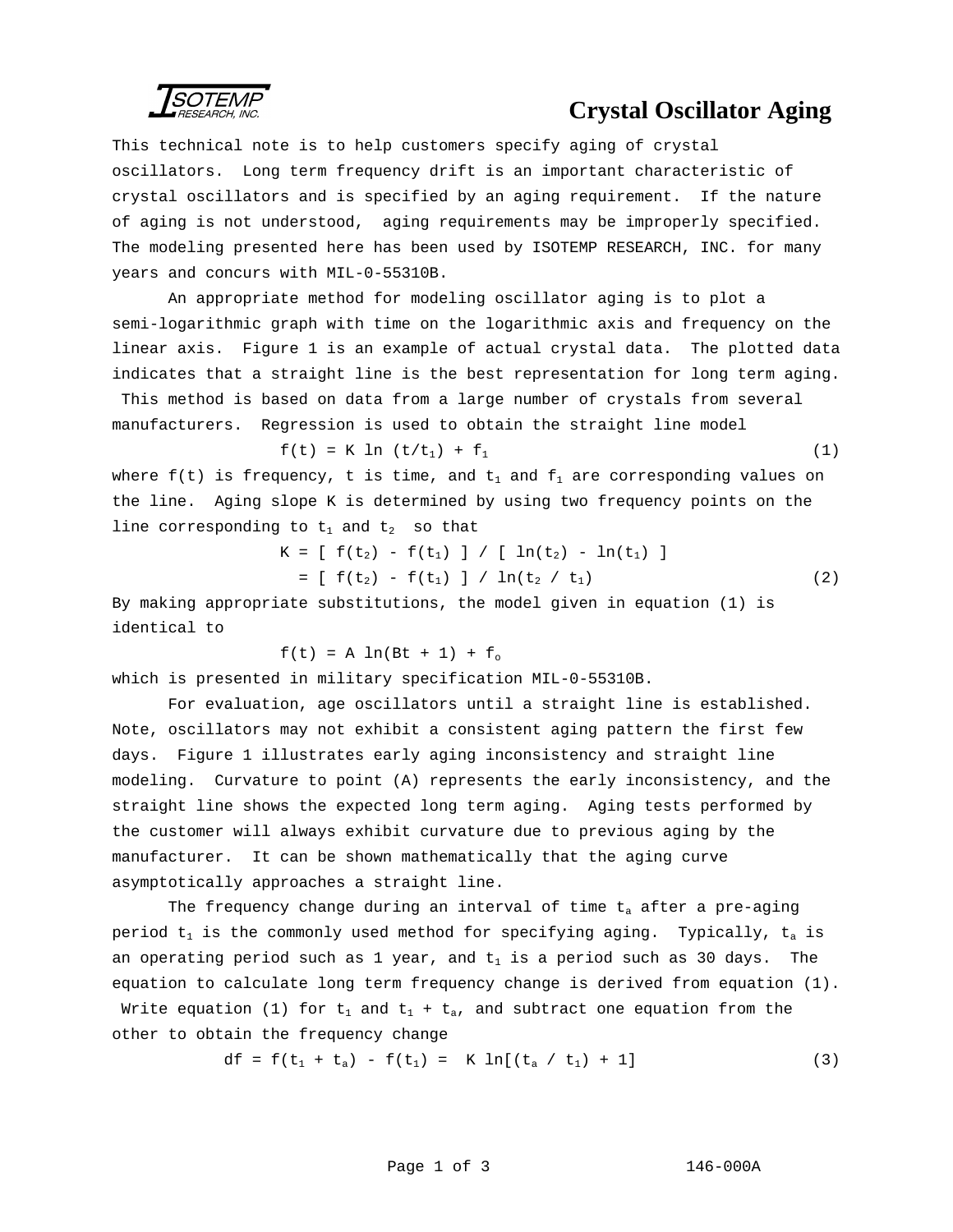# Crystal Oscillator Aging

This technical note is to help customers specify aging of crystal oscillators. Long term frequency drift is an important characteristic of crystal oscillators and is specified by an aging requirement. If the nature of aging is not understood, aging requirements may be improperly specified. The modeling presented here has been used by ISOTEMP RESEARCH, INC. for many years and concurs with MIL-0-55310B.

An appropriate method for modeling oscillator aging is to plot a semi-logarithmic graph with time on the logarithmic axis and frequency on the linear axis. Figure 1 is an example of actual crystal data. The plotted data indicates that a straight line is the best representation for long term aging. This method is based on data from a large number of crystals from several manufacturers. Regression is used to obtain the straight line model

$$f(t) = K \ln (t/t_1) + f_1 \tag{1}$$

where $f(t)$ is frequency, $t$ is time, and $t_1$ and $f_1$ are corresponding values on the line. Aging slope K is determined by using two frequency points on the line corresponding to $t_1$ and $t_2$ so that

$$K = [\, f(t_2) - f(t_1) \,] / [\, \ln(t_2) - \ln(t_1) \,]$$

$$= [\, f(t_2) - f(t_1) \,] / \ln(t_2 / t_1) \tag{2}$$

By making appropriate substitutions, the model given in equation (1) is identical to

$$f(t) = A \ln(Bt + 1) + f_o$$

which is presented in military specification MIL-0-55310B.

For evaluation, age oscillators until a straight line is established. Note, oscillators may not exhibit a consistent aging pattern the first few days. Figure 1 illustrates early aging inconsistency and straight line modeling. Curvature to point (A) represents the early inconsistency, and the straight line shows the expected long term aging. Aging tests performed by the customer will always exhibit curvature due to previous aging by the manufacturer. It can be shown mathematically that the aging curve asymptotically approaches a straight line.

The frequency change during an interval of time $t_a$ after a pre-aging period $t_1$ is the commonly used method for specifying aging. Typically, $t_a$ is an operating period such as 1 year, and $t_1$ is a period such as 30 days. The equation to calculate long term frequency change is derived from equation (1). Write equation (1) for $t_1$ and $t_1 + t_a$, and subtract one equation from the other to obtain the frequency change

$$df = f(t_1 + t_a) - f(t_1) = K \ln[(t_a / t_1) + 1] \tag{3}$$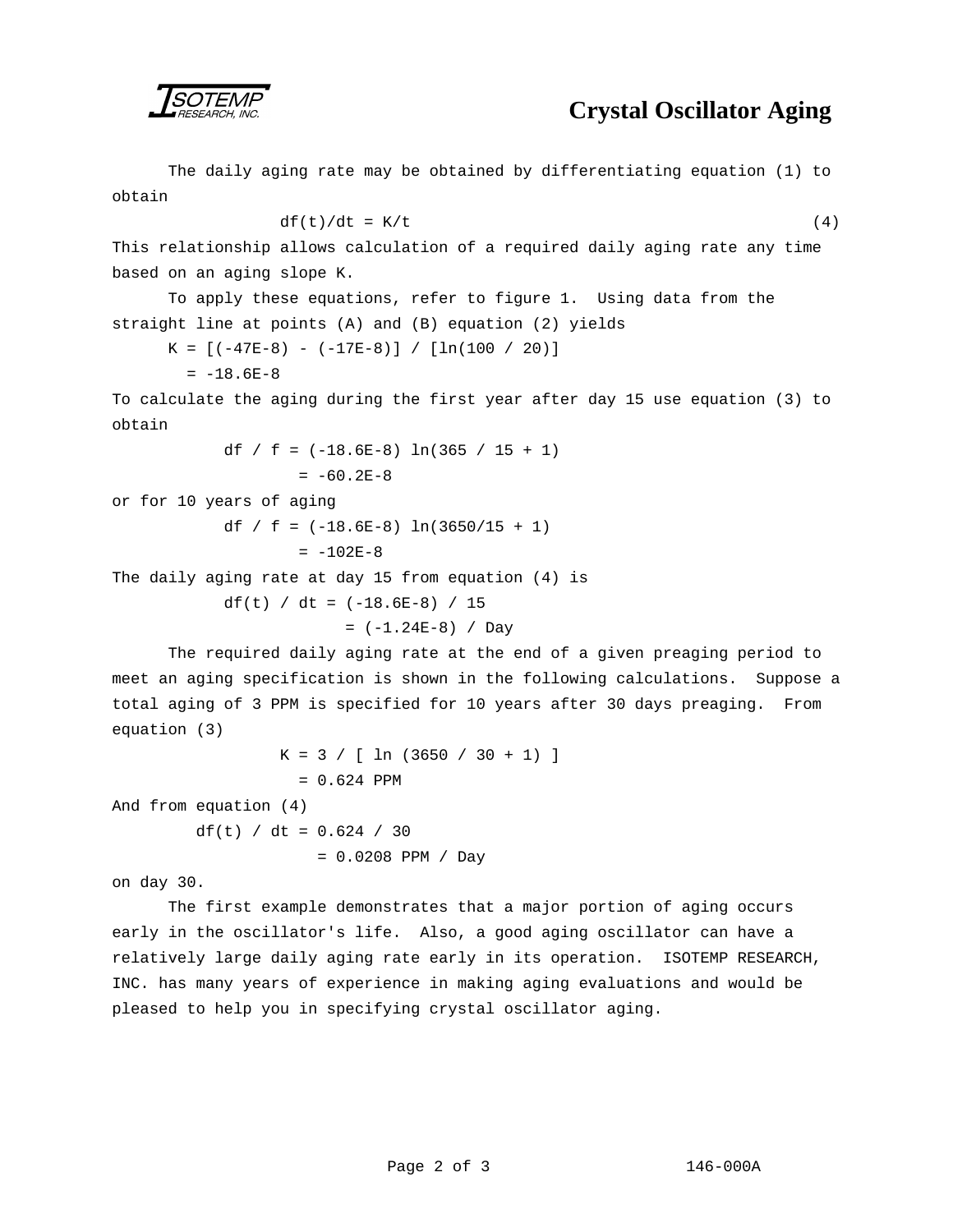The daily aging rate may be obtained by differentiating equation (1) to obtain

$$df(t)/dt = K/t \tag{4}$$

This relationship allows calculation of a required daily aging rate any time based on an aging slope K.

To apply these equations, refer to figure 1. Using data from the straight line at points (A) and (B) equation (2) yields

$$K = [(-47E\text{-}8) - (-17E\text{-}8)] / [\ln(100 / 20)]$$
$$= -18.6E\text{-}8$$

To calculate the aging during the first year after day 15 use equation (3) to obtain

$$df / f = (-18.6E\text{-}8) \ln(365 / 15 + 1)$$
$$= -60.2E\text{-}8$$

or for 10 years of aging

$$df / f = (-18.6E\text{-}8) \ln(3650/15 + 1)$$
$$= -102E\text{-}8$$

The daily aging rate at day 15 from equation (4) is

$$df(t) / dt = (-18.6E\text{-}8) / 15$$
$$= (-1.24E\text{-}8) / \text{Day}$$

The required daily aging rate at the end of a given preaging period to meet an aging specification is shown in the following calculations. Suppose a total aging of 3 PPM is specified for 10 years after 30 days preaging. From equation (3)

$$K = 3 / [ \ln (3650 / 30 + 1) ]$$
$$= 0.624 \text{ PPM}$$

And from equation (4)

$$df(t) / dt = 0.624 / 30$$
$$= 0.0208 \text{ PPM / Day}$$

on day 30.

The first example demonstrates that a major portion of aging occurs early in the oscillator's life. Also, a good aging oscillator can have a relatively large daily aging rate early in its operation. ISOTEMP RESEARCH, INC. has many years of experience in making aging evaluations and would be pleased to help you in specifying crystal oscillator aging.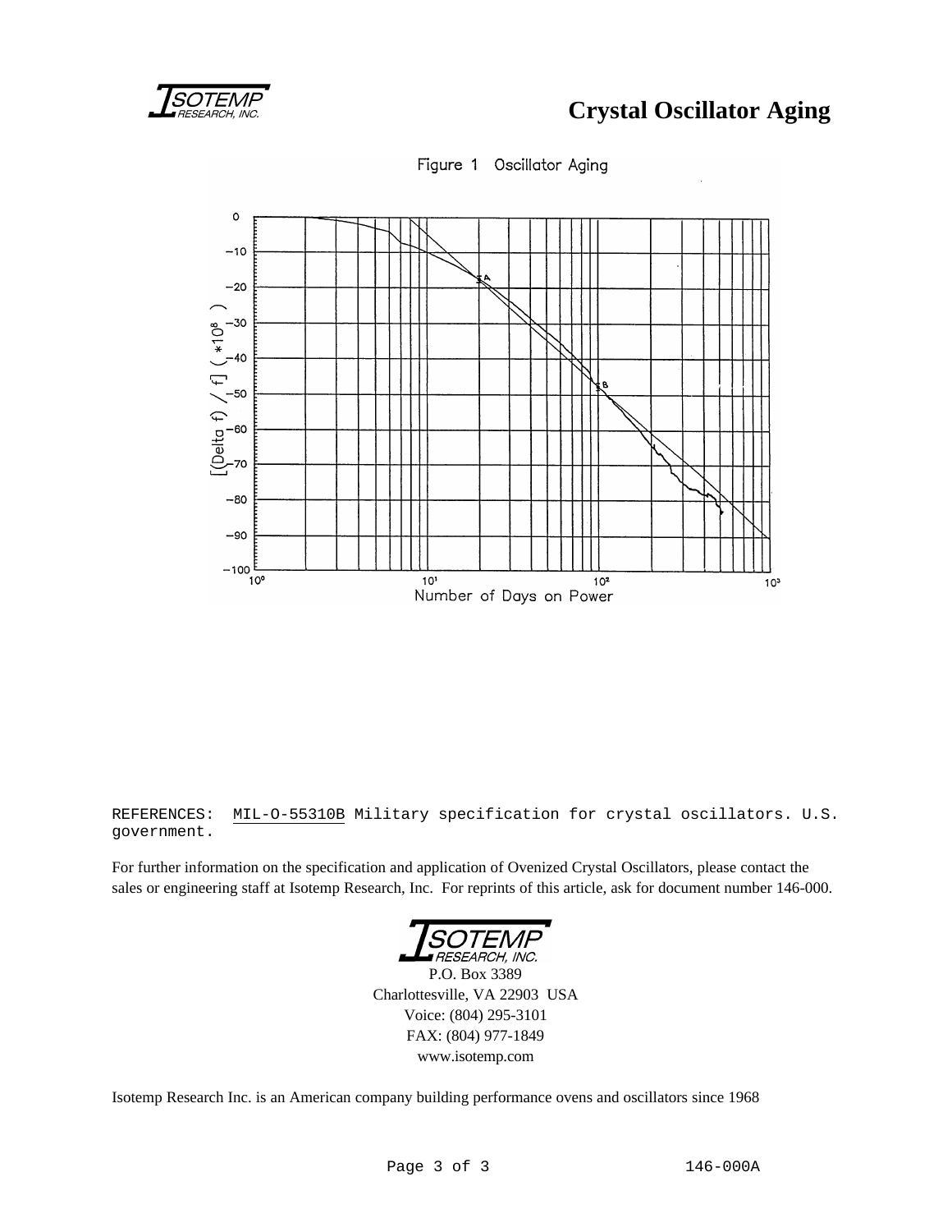# Crystal Oscillator Aging

Figure 1 Oscillator Aging

0
−10
−20
−30
−40
−50
−60
−70
−80
−90
−100

[(Delta f) / f] ( *10^8 )

A
B

10⁰
10¹
10²
10³

Number of Days on Power

REFERENCES: MIL-O-55310B Military specification for crystal oscillators. U.S. government.

For further information on the specification and application of Ovenized Crystal Oscillators, please contact the sales or engineering staff at Isotemp Research, Inc. For reprints of this article, ask for document number 146-000.

ISOTEMP RESEARCH, INC.
P.O. Box 3389
Charlottesville, VA 22903 USA
Voice: (804) 295-3101
FAX: (804) 977-1849
www.isotemp.com

Isotemp Research Inc. is an American company building performance ovens and oscillators since 1968

146-000A